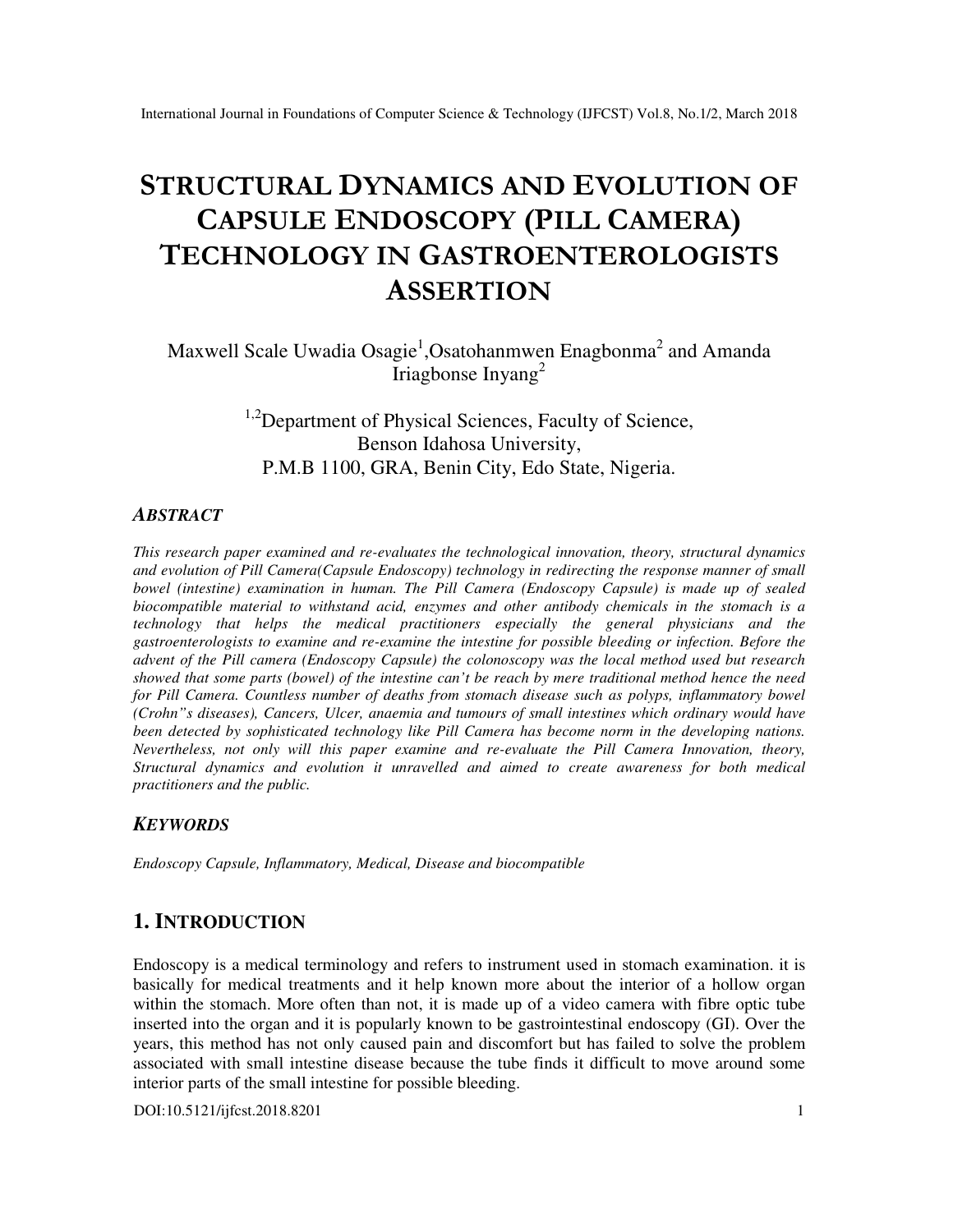# STRUCTURAL DYNAMICS AND EVOLUTION OF CAPSULE ENDOSCOPY (PILL CAMERA) TECHNOLOGY IN GASTROENTEROLOGISTS ASSERTION

Maxwell Scale Uwadia Osagie[1],Osatohanmwen Enagbonma[2] and Amanda Iriagbonse Inyang[2]

[1,2]Department of Physical Sciences, Faculty of Science, Benson Idahosa University, P.M.B 1100, GRA, Benin City, Edo State, Nigeria.

### *ABSTRACT*

*This research paper examined and re-evaluates the technological innovation, theory, structural dynamics and evolution of Pill Camera(Capsule Endoscopy) technology in redirecting the response manner of small bowel (intestine) examination in human. The Pill Camera (Endoscopy Capsule) is made up of sealed biocompatible material to withstand acid, enzymes and other antibody chemicals in the stomach is a technology that helps the medical practitioners especially the general physicians and the gastroenterologists to examine and re-examine the intestine for possible bleeding or infection. Before the advent of the Pill camera (Endoscopy Capsule) the colonoscopy was the local method used but research showed that some parts (bowel) of the intestine can't be reach by mere traditional method hence the need for Pill Camera. Countless number of deaths from stomach disease such as polyps, inflammatory bowel (Crohn"s diseases), Cancers, Ulcer, anaemia and tumours of small intestines which ordinary would have been detected by sophisticated technology like Pill Camera has become norm in the developing nations. Nevertheless, not only will this paper examine and re-evaluate the Pill Camera Innovation, theory, Structural dynamics and evolution it unravelled and aimed to create awareness for both medical practitioners and the public.*

### *KEYWORDS*

*Endoscopy Capsule, Inflammatory, Medical, Disease and biocompatible*

## 1. INTRODUCTION

Endoscopy is a medical terminology and refers to instrument used in stomach examination. it is basically for medical treatments and it help known more about the interior of a hollow organ within the stomach. More often than not, it is made up of a video camera with fibre optic tube inserted into the organ and it is popularly known to be gastrointestinal endoscopy (GI). Over the years, this method has not only caused pain and discomfort but has failed to solve the problem associated with small intestine disease because the tube finds it difficult to move around some interior parts of the small intestine for possible bleeding.

DOI:10.5121/ijfcst.2018.8201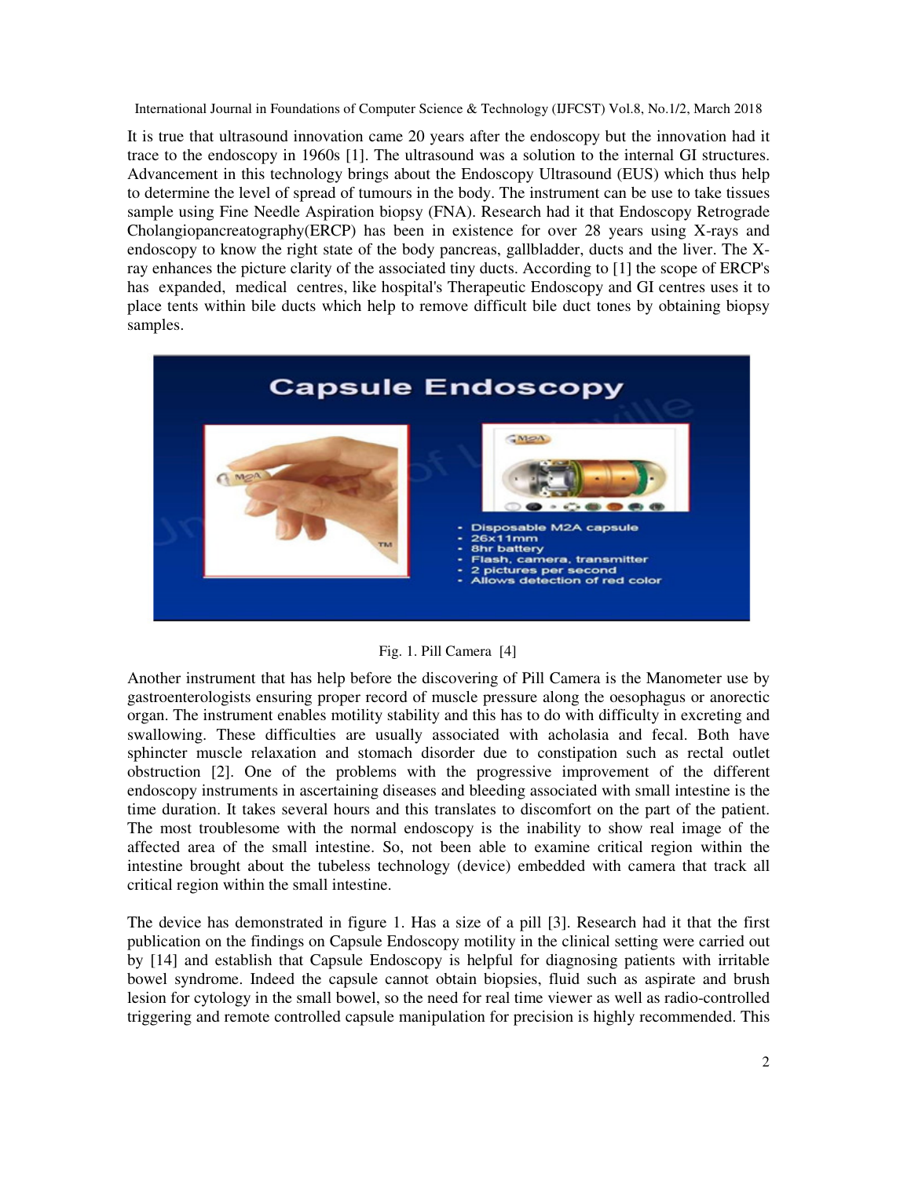It is true that ultrasound innovation came 20 years after the endoscopy but the innovation had it trace to the endoscopy in 1960s [1]. The ultrasound was a solution to the internal GI structures. Advancement in this technology brings about the Endoscopy Ultrasound (EUS) which thus help to determine the level of spread of tumours in the body. The instrument can be use to take tissues sample using Fine Needle Aspiration biopsy (FNA). Research had it that Endoscopy Retrograde Cholangiopancreatography(ERCP) has been in existence for over 28 years using X-rays and endoscopy to know the right state of the body pancreas, gallbladder, ducts and the liver. The X-ray enhances the picture clarity of the associated tiny ducts. According to [1] the scope of ERCP's has expanded, medical centres, like hospital's Therapeutic Endoscopy and GI centres uses it to place tents within bile ducts which help to remove difficult bile duct tones by obtaining biopsy samples.

Fig. 1. Pill Camera [4]

Another instrument that has help before the discovering of Pill Camera is the Manometer use by gastroenterologists ensuring proper record of muscle pressure along the oesophagus or anorectic organ. The instrument enables motility stability and this has to do with difficulty in excreting and swallowing. These difficulties are usually associated with acholasia and fecal. Both have sphincter muscle relaxation and stomach disorder due to constipation such as rectal outlet obstruction [2]. One of the problems with the progressive improvement of the different endoscopy instruments in ascertaining diseases and bleeding associated with small intestine is the time duration. It takes several hours and this translates to discomfort on the part of the patient. The most troublesome with the normal endoscopy is the inability to show real image of the affected area of the small intestine. So, not been able to examine critical region within the intestine brought about the tubeless technology (device) embedded with camera that track all critical region within the small intestine.

The device has demonstrated in figure 1. Has a size of a pill [3]. Research had it that the first publication on the findings on Capsule Endoscopy motility in the clinical setting were carried out by [14] and establish that Capsule Endoscopy is helpful for diagnosing patients with irritable bowel syndrome. Indeed the capsule cannot obtain biopsies, fluid such as aspirate and brush lesion for cytology in the small bowel, so the need for real time viewer as well as radio-controlled triggering and remote controlled capsule manipulation for precision is highly recommended. This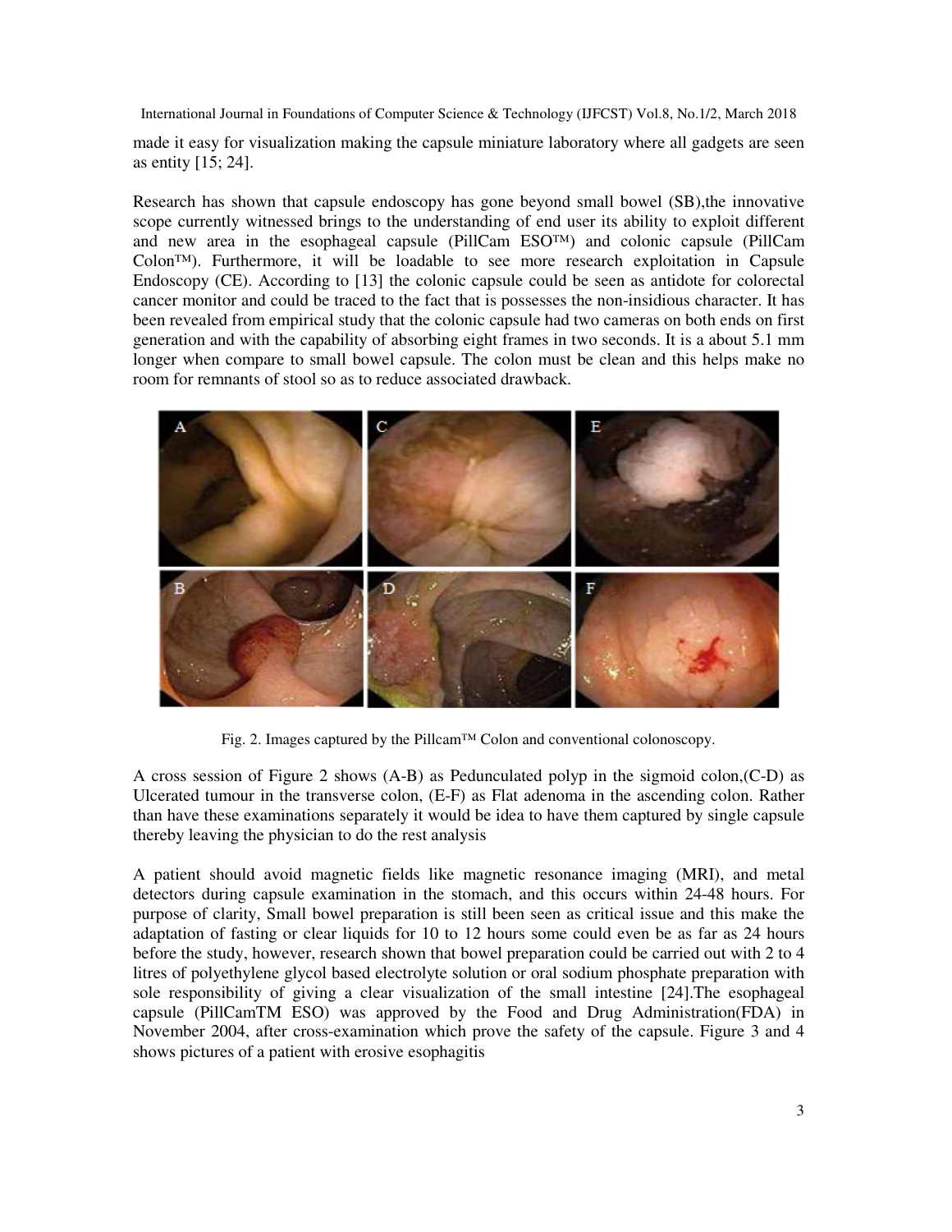made it easy for visualization making the capsule miniature laboratory where all gadgets are seen as entity [15; 24].

Research has shown that capsule endoscopy has gone beyond small bowel (SB),the innovative scope currently witnessed brings to the understanding of end user its ability to exploit different and new area in the esophageal capsule (PillCam ESO™) and colonic capsule (PillCam Colon™). Furthermore, it will be loadable to see more research exploitation in Capsule Endoscopy (CE). According to [13] the colonic capsule could be seen as antidote for colorectal cancer monitor and could be traced to the fact that is possesses the non-insidious character. It has been revealed from empirical study that the colonic capsule had two cameras on both ends on first generation and with the capability of absorbing eight frames in two seconds. It is a about 5.1 mm longer when compare to small bowel capsule. The colon must be clean and this helps make no room for remnants of stool so as to reduce associated drawback.

Fig. 2. Images captured by the Pillcam™ Colon and conventional colonoscopy.

A cross session of Figure 2 shows (A-B) as Pedunculated polyp in the sigmoid colon,(C-D) as Ulcerated tumour in the transverse colon, (E-F) as Flat adenoma in the ascending colon. Rather than have these examinations separately it would be idea to have them captured by single capsule thereby leaving the physician to do the rest analysis

A patient should avoid magnetic fields like magnetic resonance imaging (MRI), and metal detectors during capsule examination in the stomach, and this occurs within 24-48 hours. For purpose of clarity, Small bowel preparation is still been seen as critical issue and this make the adaptation of fasting or clear liquids for 10 to 12 hours some could even be as far as 24 hours before the study, however, research shown that bowel preparation could be carried out with 2 to 4 litres of polyethylene glycol based electrolyte solution or oral sodium phosphate preparation with sole responsibility of giving a clear visualization of the small intestine [24].The esophageal capsule (PillCamTM ESO) was approved by the Food and Drug Administration(FDA) in November 2004, after cross-examination which prove the safety of the capsule. Figure 3 and 4 shows pictures of a patient with erosive esophagitis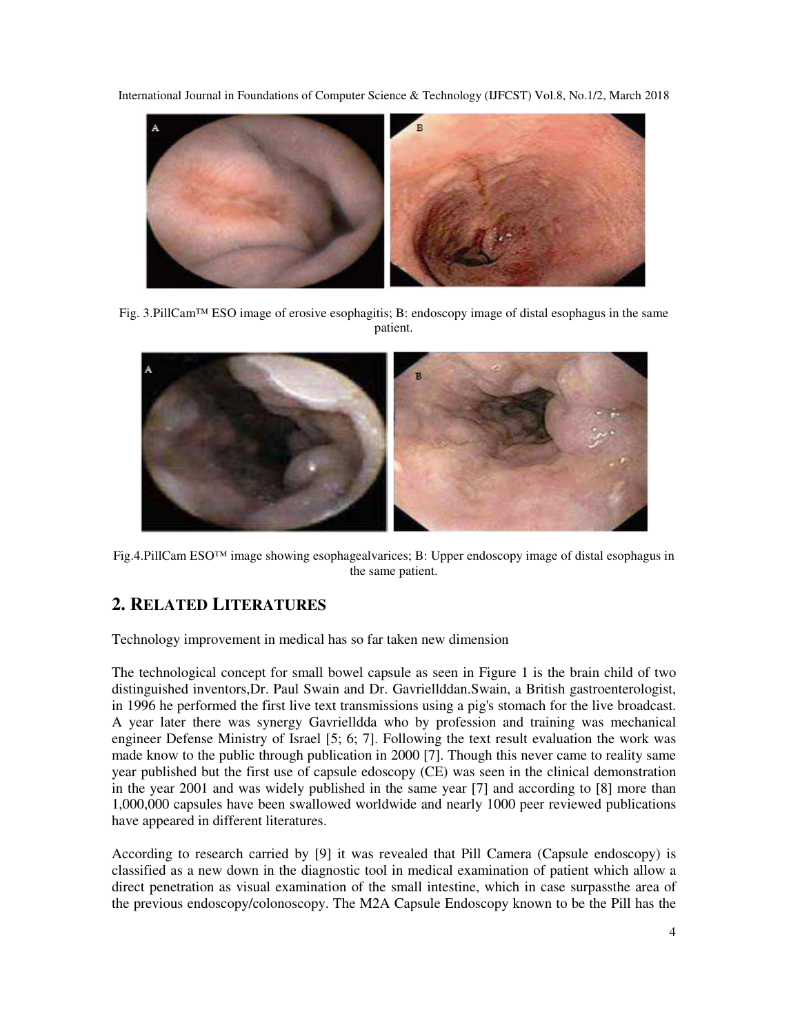Fig. 3.PillCam™ ESO image of erosive esophagitis; B: endoscopy image of distal esophagus in the same patient.

Fig.4.PillCam ESO™ image showing esophagealvarices; B: Upper endoscopy image of distal esophagus in the same patient.

## 2. Related Literatures

Technology improvement in medical has so far taken new dimension

The technological concept for small bowel capsule as seen in Figure 1 is the brain child of two distinguished inventors,Dr. Paul Swain and Dr. Gavriellddan.Swain, a British gastroenterologist, in 1996 he performed the first live text transmissions using a pig's stomach for the live broadcast. A year later there was synergy Gavrielldda who by profession and training was mechanical engineer Defense Ministry of Israel [5; 6; 7]. Following the text result evaluation the work was made know to the public through publication in 2000 [7]. Though this never came to reality same year published but the first use of capsule edoscopy (CE) was seen in the clinical demonstration in the year 2001 and was widely published in the same year [7] and according to [8] more than 1,000,000 capsules have been swallowed worldwide and nearly 1000 peer reviewed publications have appeared in different literatures.

According to research carried by [9] it was revealed that Pill Camera (Capsule endoscopy) is classified as a new down in the diagnostic tool in medical examination of patient which allow a direct penetration as visual examination of the small intestine, which in case surpassthe area of the previous endoscopy/colonoscopy. The M2A Capsule Endoscopy known to be the Pill has the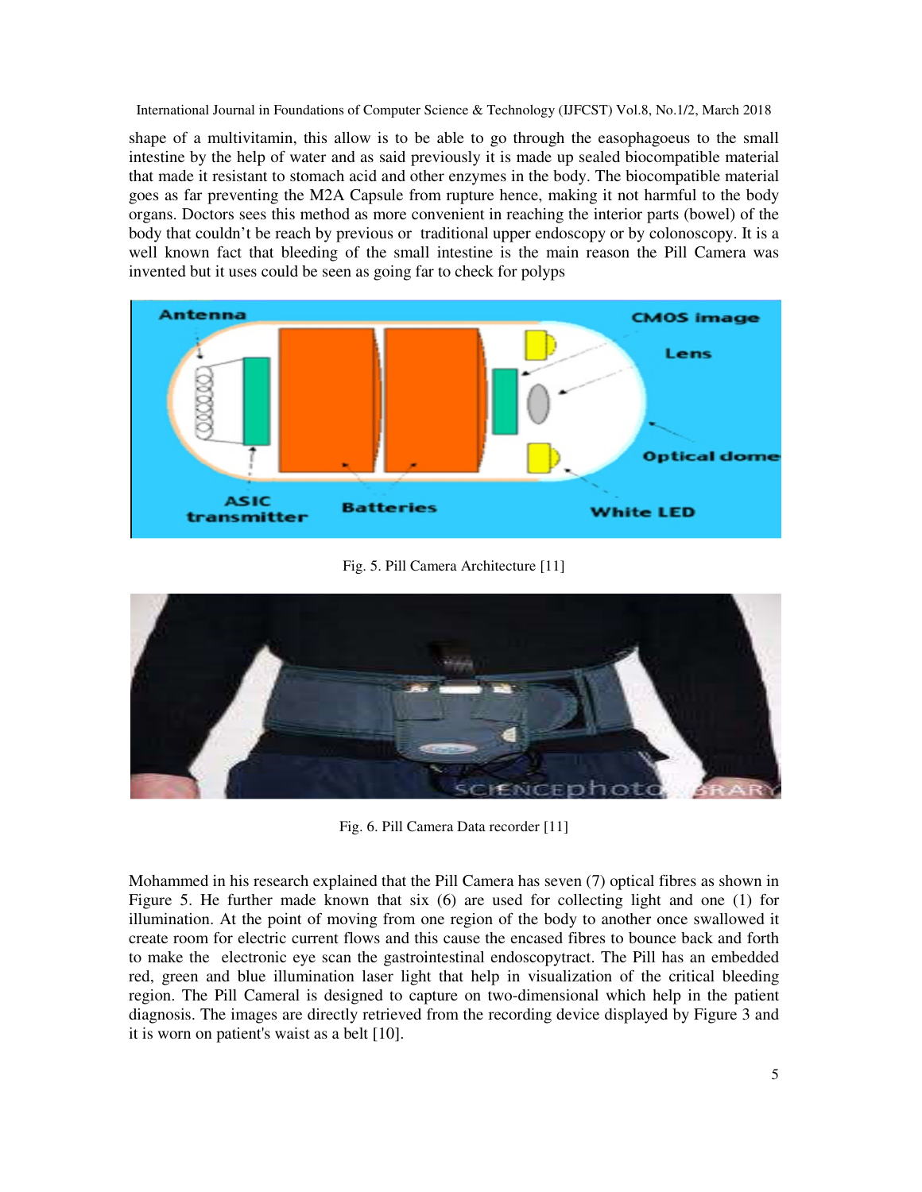shape of a multivitamin, this allow is to be able to go through the easophagoeus to the small intestine by the help of water and as said previously it is made up sealed biocompatible material that made it resistant to stomach acid and other enzymes in the body. The biocompatible material goes as far preventing the M2A Capsule from rupture hence, making it not harmful to the body organs. Doctors sees this method as more convenient in reaching the interior parts (bowel) of the body that couldn't be reach by previous or traditional upper endoscopy or by colonoscopy. It is a well known fact that bleeding of the small intestine is the main reason the Pill Camera was invented but it uses could be seen as going far to check for polyps

Fig. 5. Pill Camera Architecture [11]

Fig. 6. Pill Camera Data recorder [11]

Mohammed in his research explained that the Pill Camera has seven (7) optical fibres as shown in Figure 5. He further made known that six (6) are used for collecting light and one (1) for illumination. At the point of moving from one region of the body to another once swallowed it create room for electric current flows and this cause the encased fibres to bounce back and forth to make the electronic eye scan the gastrointestinal endoscopytract. The Pill has an embedded red, green and blue illumination laser light that help in visualization of the critical bleeding region. The Pill Cameral is designed to capture on two-dimensional which help in the patient diagnosis. The images are directly retrieved from the recording device displayed by Figure 3 and it is worn on patient's waist as a belt [10].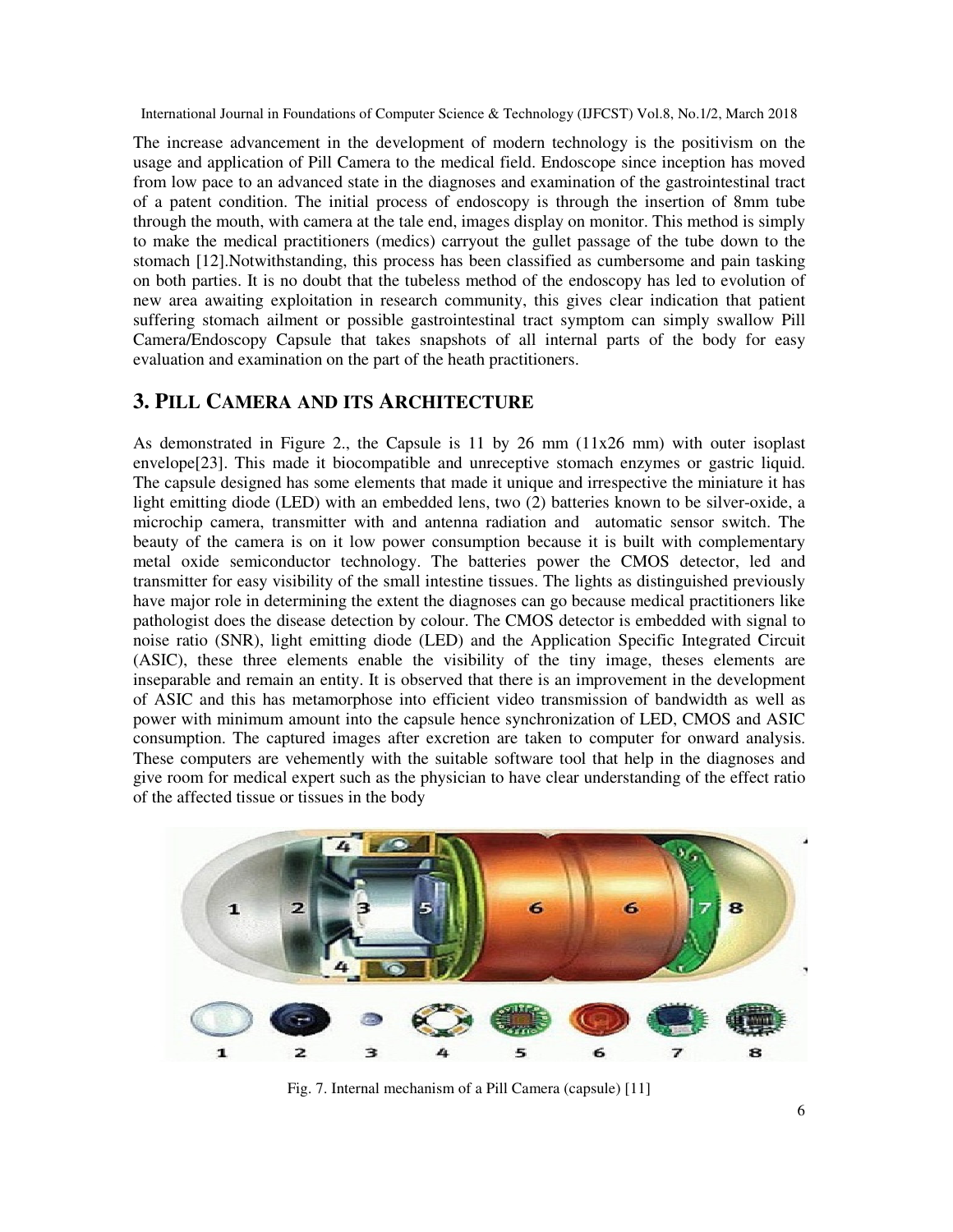The increase advancement in the development of modern technology is the positivism on the usage and application of Pill Camera to the medical field. Endoscope since inception has moved from low pace to an advanced state in the diagnoses and examination of the gastrointestinal tract of a patent condition. The initial process of endoscopy is through the insertion of 8mm tube through the mouth, with camera at the tale end, images display on monitor. This method is simply to make the medical practitioners (medics) carryout the gullet passage of the tube down to the stomach [12].Notwithstanding, this process has been classified as cumbersome and pain tasking on both parties. It is no doubt that the tubeless method of the endoscopy has led to evolution of new area awaiting exploitation in research community, this gives clear indication that patient suffering stomach ailment or possible gastrointestinal tract symptom can simply swallow Pill Camera/Endoscopy Capsule that takes snapshots of all internal parts of the body for easy evaluation and examination on the part of the heath practitioners.

## 3. PILL CAMERA AND ITS ARCHITECTURE

As demonstrated in Figure 2., the Capsule is 11 by 26 mm (11x26 mm) with outer isoplast envelope[23]. This made it biocompatible and unreceptive stomach enzymes or gastric liquid. The capsule designed has some elements that made it unique and irrespective the miniature it has light emitting diode (LED) with an embedded lens, two (2) batteries known to be silver-oxide, a microchip camera, transmitter with and antenna radiation and automatic sensor switch. The beauty of the camera is on it low power consumption because it is built with complementary metal oxide semiconductor technology. The batteries power the CMOS detector, led and transmitter for easy visibility of the small intestine tissues. The lights as distinguished previously have major role in determining the extent the diagnoses can go because medical practitioners like pathologist does the disease detection by colour. The CMOS detector is embedded with signal to noise ratio (SNR), light emitting diode (LED) and the Application Specific Integrated Circuit (ASIC), these three elements enable the visibility of the tiny image, theses elements are inseparable and remain an entity. It is observed that there is an improvement in the development of ASIC and this has metamorphose into efficient video transmission of bandwidth as well as power with minimum amount into the capsule hence synchronization of LED, CMOS and ASIC consumption. The captured images after excretion are taken to computer for onward analysis. These computers are vehemently with the suitable software tool that help in the diagnoses and give room for medical expert such as the physician to have clear understanding of the effect ratio of the affected tissue or tissues in the body

Fig. 7. Internal mechanism of a Pill Camera (capsule) [11]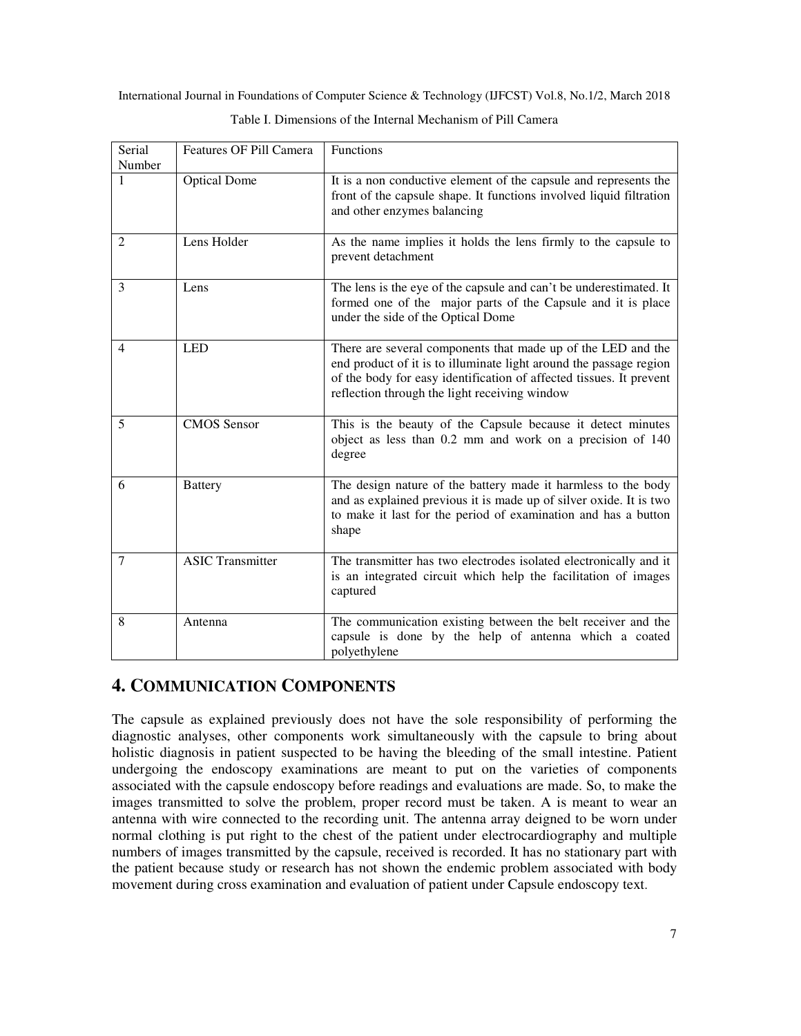Table I. Dimensions of the Internal Mechanism of Pill Camera

| Serial Number | Features OF Pill Camera | Functions |
|---|---|---|
| 1 | Optical Dome | It is a non conductive element of the capsule and represents the front of the capsule shape. It functions involved liquid filtration and other enzymes balancing |
| 2 | Lens Holder | As the name implies it holds the lens firmly to the capsule to prevent detachment |
| 3 | Lens | The lens is the eye of the capsule and can't be underestimated. It formed one of the major parts of the Capsule and it is place under the side of the Optical Dome |
| 4 | LED | There are several components that made up of the LED and the end product of it is to illuminate light around the passage region of the body for easy identification of affected tissues. It prevent reflection through the light receiving window |
| 5 | CMOS Sensor | This is the beauty of the Capsule because it detect minutes object as less than 0.2 mm and work on a precision of 140 degree |
| 6 | Battery | The design nature of the battery made it harmless to the body and as explained previous it is made up of silver oxide. It is two to make it last for the period of examination and has a button shape |
| 7 | ASIC Transmitter | The transmitter has two electrodes isolated electronically and it is an integrated circuit which help the facilitation of images captured |
| 8 | Antenna | The communication existing between the belt receiver and the capsule is done by the help of antenna which a coated polyethylene |

## 4. COMMUNICATION COMPONENTS

The capsule as explained previously does not have the sole responsibility of performing the diagnostic analyses, other components work simultaneously with the capsule to bring about holistic diagnosis in patient suspected to be having the bleeding of the small intestine. Patient undergoing the endoscopy examinations are meant to put on the varieties of components associated with the capsule endoscopy before readings and evaluations are made. So, to make the images transmitted to solve the problem, proper record must be taken. A is meant to wear an antenna with wire connected to the recording unit. The antenna array deigned to be worn under normal clothing is put right to the chest of the patient under electrocardiography and multiple numbers of images transmitted by the capsule, received is recorded. It has no stationary part with the patient because study or research has not shown the endemic problem associated with body movement during cross examination and evaluation of patient under Capsule endoscopy text.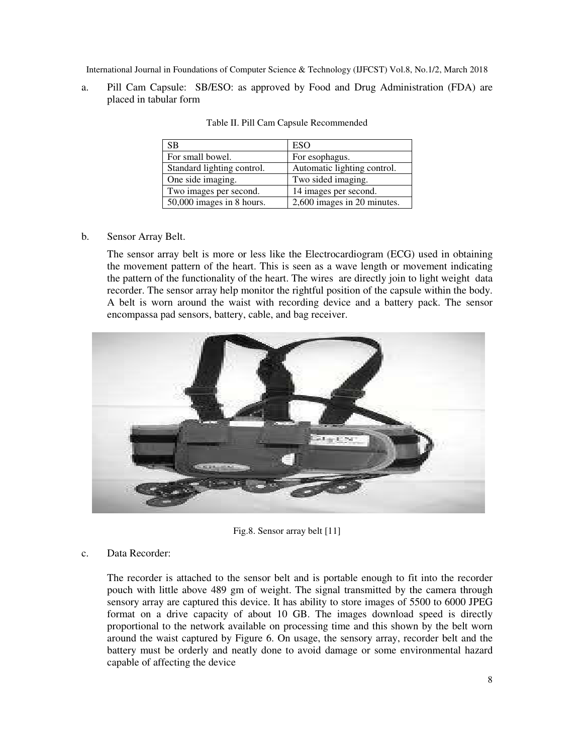a. Pill Cam Capsule: SB/ESO: as approved by Food and Drug Administration (FDA) are placed in tabular form

Table II. Pill Cam Capsule Recommended

| SB | ESO |
|---|---|
| For small bowel. | For esophagus. |
| Standard lighting control. | Automatic lighting control. |
| One side imaging. | Two sided imaging. |
| Two images per second. | 14 images per second. |
| 50,000 images in 8 hours. | 2,600 images in 20 minutes. |

b. Sensor Array Belt.

The sensor array belt is more or less like the Electrocardiogram (ECG) used in obtaining the movement pattern of the heart. This is seen as a wave length or movement indicating the pattern of the functionality of the heart. The wires are directly join to light weight data recorder. The sensor array help monitor the rightful position of the capsule within the body. A belt is worn around the waist with recording device and a battery pack. The sensor encompassa pad sensors, battery, cable, and bag receiver.

Fig.8. Sensor array belt [11]

c. Data Recorder:

The recorder is attached to the sensor belt and is portable enough to fit into the recorder pouch with little above 489 gm of weight. The signal transmitted by the camera through sensory array are captured this device. It has ability to store images of 5500 to 6000 JPEG format on a drive capacity of about 10 GB. The images download speed is directly proportional to the network available on processing time and this shown by the belt worn around the waist captured by Figure 6. On usage, the sensory array, recorder belt and the battery must be orderly and neatly done to avoid damage or some environmental hazard capable of affecting the device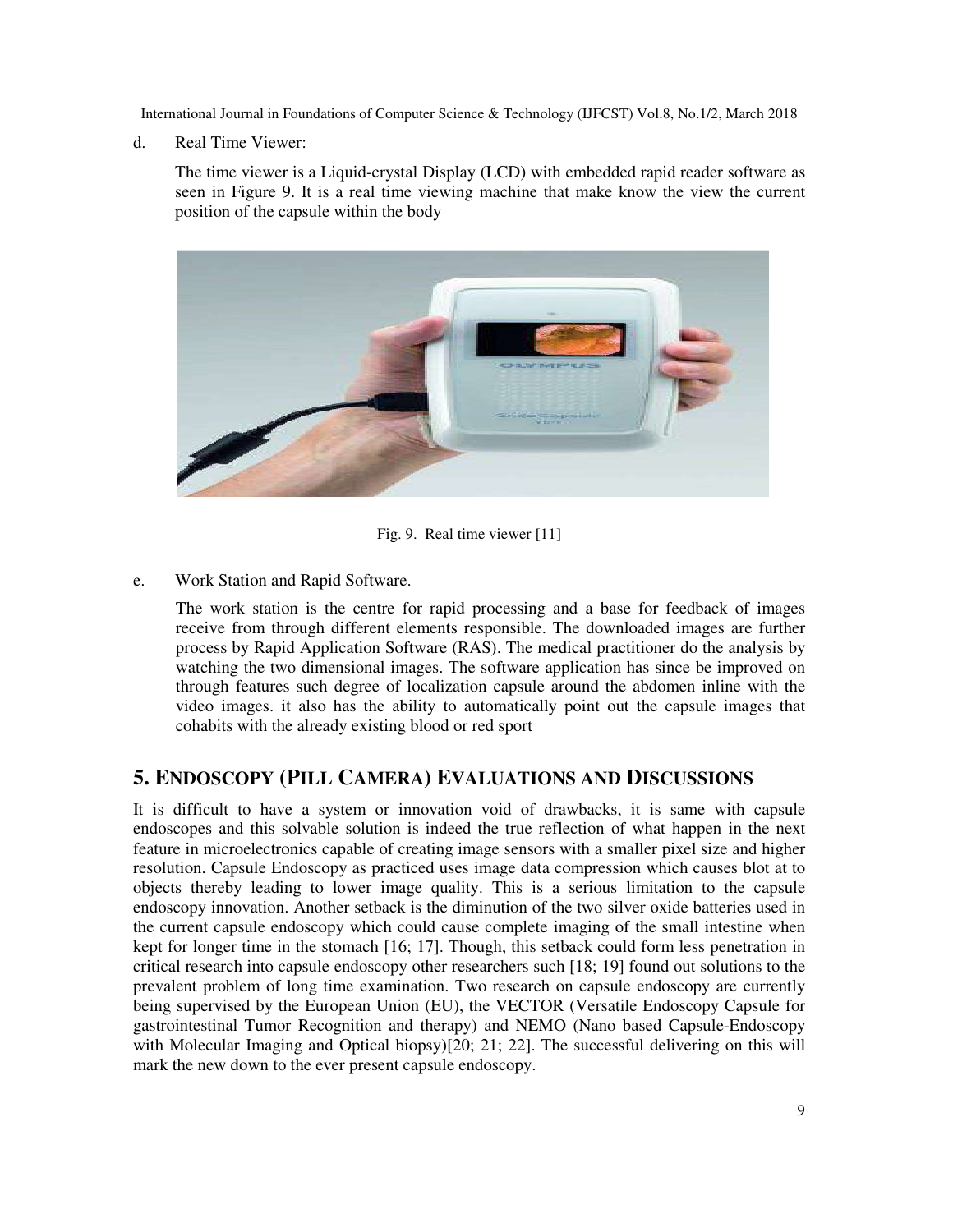d. Real Time Viewer:

The time viewer is a Liquid-crystal Display (LCD) with embedded rapid reader software as seen in Figure 9. It is a real time viewing machine that make know the view the current position of the capsule within the body

Fig. 9. Real time viewer [11]

e. Work Station and Rapid Software.

The work station is the centre for rapid processing and a base for feedback of images receive from through different elements responsible. The downloaded images are further process by Rapid Application Software (RAS). The medical practitioner do the analysis by watching the two dimensional images. The software application has since be improved on through features such degree of localization capsule around the abdomen inline with the video images. it also has the ability to automatically point out the capsule images that cohabits with the already existing blood or red sport

## 5. Endoscopy (Pill Camera) Evaluations and Discussions

It is difficult to have a system or innovation void of drawbacks, it is same with capsule endoscopes and this solvable solution is indeed the true reflection of what happen in the next feature in microelectronics capable of creating image sensors with a smaller pixel size and higher resolution. Capsule Endoscopy as practiced uses image data compression which causes blot at to objects thereby leading to lower image quality. This is a serious limitation to the capsule endoscopy innovation. Another setback is the diminution of the two silver oxide batteries used in the current capsule endoscopy which could cause complete imaging of the small intestine when kept for longer time in the stomach [16; 17]. Though, this setback could form less penetration in critical research into capsule endoscopy other researchers such [18; 19] found out solutions to the prevalent problem of long time examination. Two research on capsule endoscopy are currently being supervised by the European Union (EU), the VECTOR (Versatile Endoscopy Capsule for gastrointestinal Tumor Recognition and therapy) and NEMO (Nano based Capsule-Endoscopy with Molecular Imaging and Optical biopsy)[20; 21; 22]. The successful delivering on this will mark the new down to the ever present capsule endoscopy.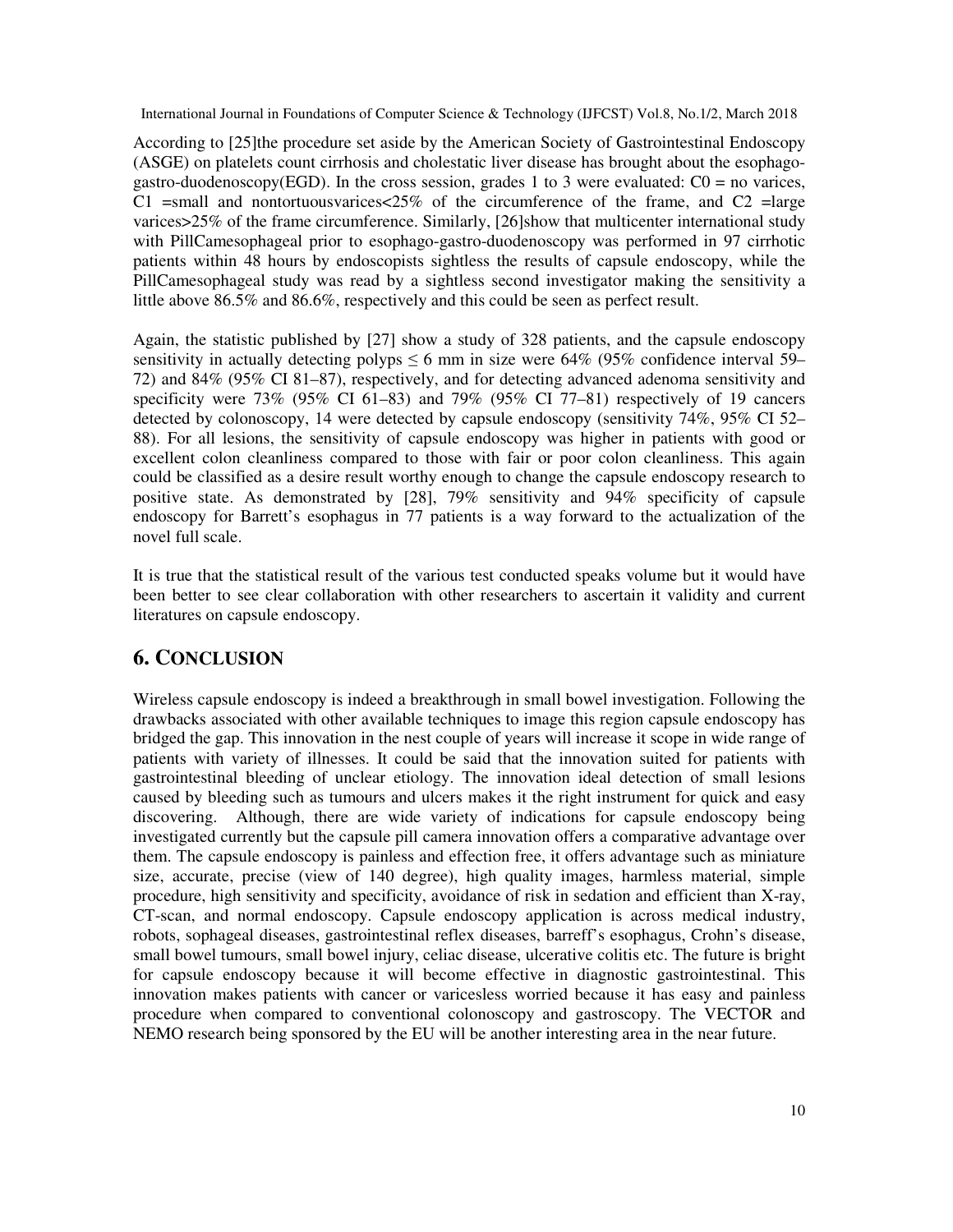According to [25]the procedure set aside by the American Society of Gastrointestinal Endoscopy (ASGE) on platelets count cirrhosis and cholestatic liver disease has brought about the esophago-gastro-duodenoscopy(EGD). In the cross session, grades 1 to 3 were evaluated: C0 = no varices, C1 =small and nontortuousvarices<25% of the circumference of the frame, and C2 =large varices>25% of the frame circumference. Similarly, [26]show that multicenter international study with PillCamesophageal prior to esophago-gastro-duodenoscopy was performed in 97 cirrhotic patients within 48 hours by endoscopists sightless the results of capsule endoscopy, while the PillCamesophageal study was read by a sightless second investigator making the sensitivity a little above 86.5% and 86.6%, respectively and this could be seen as perfect result.

Again, the statistic published by [27] show a study of 328 patients, and the capsule endoscopy sensitivity in actually detecting polyps ≤ 6 mm in size were 64% (95% confidence interval 59–72) and 84% (95% CI 81–87), respectively, and for detecting advanced adenoma sensitivity and specificity were 73% (95% CI 61–83) and 79% (95% CI 77–81) respectively of 19 cancers detected by colonoscopy, 14 were detected by capsule endoscopy (sensitivity 74%, 95% CI 52–88). For all lesions, the sensitivity of capsule endoscopy was higher in patients with good or excellent colon cleanliness compared to those with fair or poor colon cleanliness. This again could be classified as a desire result worthy enough to change the capsule endoscopy research to positive state. As demonstrated by [28], 79% sensitivity and 94% specificity of capsule endoscopy for Barrett's esophagus in 77 patients is a way forward to the actualization of the novel full scale.

It is true that the statistical result of the various test conducted speaks volume but it would have been better to see clear collaboration with other researchers to ascertain it validity and current literatures on capsule endoscopy.

## 6. CONCLUSION

Wireless capsule endoscopy is indeed a breakthrough in small bowel investigation. Following the drawbacks associated with other available techniques to image this region capsule endoscopy has bridged the gap. This innovation in the nest couple of years will increase it scope in wide range of patients with variety of illnesses. It could be said that the innovation suited for patients with gastrointestinal bleeding of unclear etiology. The innovation ideal detection of small lesions caused by bleeding such as tumours and ulcers makes it the right instrument for quick and easy discovering. Although, there are wide variety of indications for capsule endoscopy being investigated currently but the capsule pill camera innovation offers a comparative advantage over them. The capsule endoscopy is painless and effection free, it offers advantage such as miniature size, accurate, precise (view of 140 degree), high quality images, harmless material, simple procedure, high sensitivity and specificity, avoidance of risk in sedation and efficient than X-ray, CT-scan, and normal endoscopy. Capsule endoscopy application is across medical industry, robots, sophageal diseases, gastrointestinal reflex diseases, barreff's esophagus, Crohn's disease, small bowel tumours, small bowel injury, celiac disease, ulcerative colitis etc. The future is bright for capsule endoscopy because it will become effective in diagnostic gastrointestinal. This innovation makes patients with cancer or varicesless worried because it has easy and painless procedure when compared to conventional colonoscopy and gastroscopy. The VECTOR and NEMO research being sponsored by the EU will be another interesting area in the near future.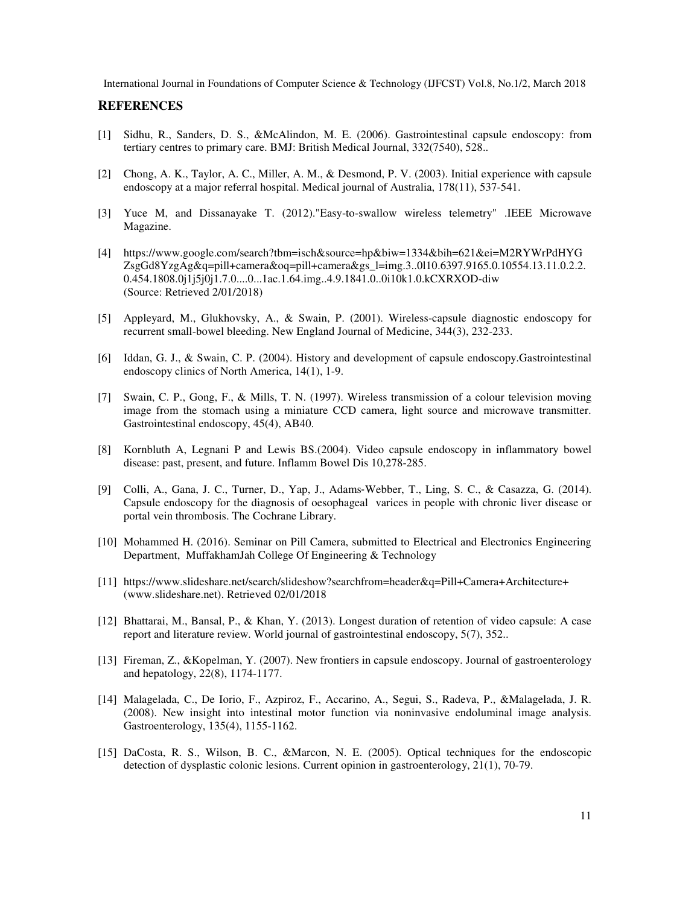## REFERENCES

[1] Sidhu, R., Sanders, D. S., &McAlindon, M. E. (2006). Gastrointestinal capsule endoscopy: from tertiary centres to primary care. BMJ: British Medical Journal, 332(7540), 528..

[2] Chong, A. K., Taylor, A. C., Miller, A. M., & Desmond, P. V. (2003). Initial experience with capsule endoscopy at a major referral hospital. Medical journal of Australia, 178(11), 537-541.

[3] Yuce M, and Dissanayake T. (2012)."Easy-to-swallow wireless telemetry" .IEEE Microwave Magazine.

[4] https://www.google.com/search?tbm=isch&source=hp&biw=1334&bih=621&ei=M2RYWrPdHYGZsgGd8YzgAg&q=pill+camera&oq=pill+camera&gs_l=img.3..0l10.6397.9165.0.10554.13.11.0.2.2.0.454.1808.0j1j5j0j1.7.0....0...1ac.1.64.img..4.9.1841.0..0i10k1.0.kCXRXOD-diw (Source: Retrieved 2/01/2018)

[5] Appleyard, M., Glukhovsky, A., & Swain, P. (2001). Wireless-capsule diagnostic endoscopy for recurrent small-bowel bleeding. New England Journal of Medicine, 344(3), 232-233.

[6] Iddan, G. J., & Swain, C. P. (2004). History and development of capsule endoscopy.Gastrointestinal endoscopy clinics of North America, 14(1), 1-9.

[7] Swain, C. P., Gong, F., & Mills, T. N. (1997). Wireless transmission of a colour television moving image from the stomach using a miniature CCD camera, light source and microwave transmitter. Gastrointestinal endoscopy, 45(4), AB40.

[8] Kornbluth A, Legnani P and Lewis BS.(2004). Video capsule endoscopy in inflammatory bowel disease: past, present, and future. Inflamm Bowel Dis 10,278-285.

[9] Colli, A., Gana, J. C., Turner, D., Yap, J., Adams-Webber, T., Ling, S. C., & Casazza, G. (2014). Capsule endoscopy for the diagnosis of oesophageal varices in people with chronic liver disease or portal vein thrombosis. The Cochrane Library.

[10] Mohammed H. (2016). Seminar on Pill Camera, submitted to Electrical and Electronics Engineering Department, MuffakhamJah College Of Engineering & Technology

[11] https://www.slideshare.net/search/slideshow?searchfrom=header&q=Pill+Camera+Architecture+ (www.slideshare.net). Retrieved 02/01/2018

[12] Bhattarai, M., Bansal, P., & Khan, Y. (2013). Longest duration of retention of video capsule: A case report and literature review. World journal of gastrointestinal endoscopy, 5(7), 352..

[13] Fireman, Z., &Kopelman, Y. (2007). New frontiers in capsule endoscopy. Journal of gastroenterology and hepatology, 22(8), 1174-1177.

[14] Malagelada, C., De Iorio, F., Azpiroz, F., Accarino, A., Segui, S., Radeva, P., &Malagelada, J. R. (2008). New insight into intestinal motor function via noninvasive endoluminal image analysis. Gastroenterology, 135(4), 1155-1162.

[15] DaCosta, R. S., Wilson, B. C., &Marcon, N. E. (2005). Optical techniques for the endoscopic detection of dysplastic colonic lesions. Current opinion in gastroenterology, 21(1), 70-79.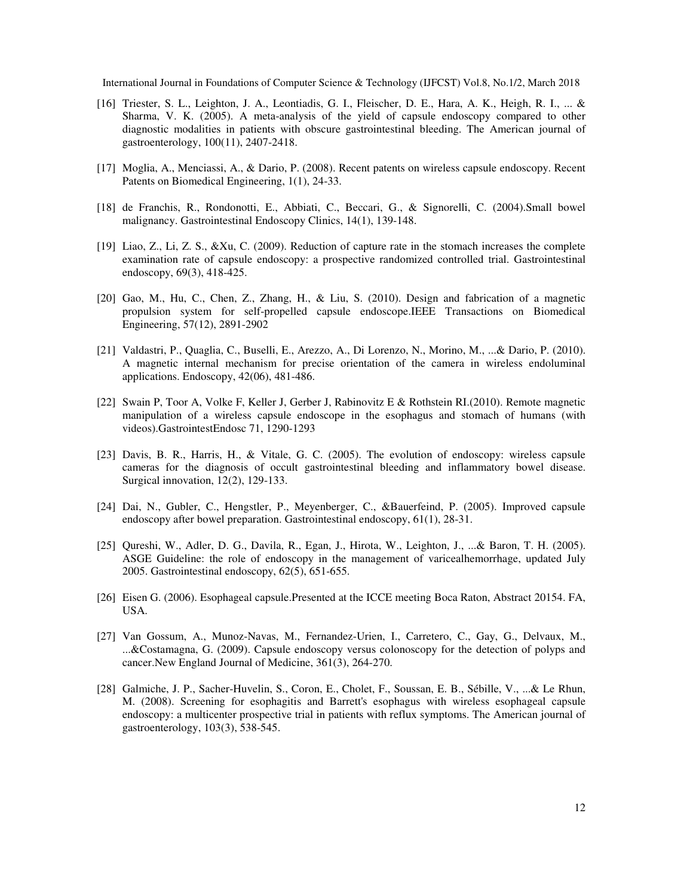[16] Triester, S. L., Leighton, J. A., Leontiadis, G. I., Fleischer, D. E., Hara, A. K., Heigh, R. I., ... & Sharma, V. K. (2005). A meta-analysis of the yield of capsule endoscopy compared to other diagnostic modalities in patients with obscure gastrointestinal bleeding. The American journal of gastroenterology, 100(11), 2407-2418.

[17] Moglia, A., Menciassi, A., & Dario, P. (2008). Recent patents on wireless capsule endoscopy. Recent Patents on Biomedical Engineering, 1(1), 24-33.

[18] de Franchis, R., Rondonotti, E., Abbiati, C., Beccari, G., & Signorelli, C. (2004).Small bowel malignancy. Gastrointestinal Endoscopy Clinics, 14(1), 139-148.

[19] Liao, Z., Li, Z. S., &Xu, C. (2009). Reduction of capture rate in the stomach increases the complete examination rate of capsule endoscopy: a prospective randomized controlled trial. Gastrointestinal endoscopy, 69(3), 418-425.

[20] Gao, M., Hu, C., Chen, Z., Zhang, H., & Liu, S. (2010). Design and fabrication of a magnetic propulsion system for self-propelled capsule endoscope.IEEE Transactions on Biomedical Engineering, 57(12), 2891-2902

[21] Valdastri, P., Quaglia, C., Buselli, E., Arezzo, A., Di Lorenzo, N., Morino, M., ...& Dario, P. (2010). A magnetic internal mechanism for precise orientation of the camera in wireless endoluminal applications. Endoscopy, 42(06), 481-486.

[22] Swain P, Toor A, Volke F, Keller J, Gerber J, Rabinovitz E & Rothstein RI.(2010). Remote magnetic manipulation of a wireless capsule endoscope in the esophagus and stomach of humans (with videos).GastrointestEndosc 71, 1290-1293

[23] Davis, B. R., Harris, H., & Vitale, G. C. (2005). The evolution of endoscopy: wireless capsule cameras for the diagnosis of occult gastrointestinal bleeding and inflammatory bowel disease. Surgical innovation, 12(2), 129-133.

[24] Dai, N., Gubler, C., Hengstler, P., Meyenberger, C., &Bauerfeind, P. (2005). Improved capsule endoscopy after bowel preparation. Gastrointestinal endoscopy, 61(1), 28-31.

[25] Qureshi, W., Adler, D. G., Davila, R., Egan, J., Hirota, W., Leighton, J., ...& Baron, T. H. (2005). ASGE Guideline: the role of endoscopy in the management of varicealhemorrhage, updated July 2005. Gastrointestinal endoscopy, 62(5), 651-655.

[26] Eisen G. (2006). Esophageal capsule.Presented at the ICCE meeting Boca Raton, Abstract 20154. FA, USA.

[27] Van Gossum, A., Munoz-Navas, M., Fernandez-Urien, I., Carretero, C., Gay, G., Delvaux, M., ...&Costamagna, G. (2009). Capsule endoscopy versus colonoscopy for the detection of polyps and cancer.New England Journal of Medicine, 361(3), 264-270.

[28] Galmiche, J. P., Sacher-Huvelin, S., Coron, E., Cholet, F., Soussan, E. B., Sébille, V., ...& Le Rhun, M. (2008). Screening for esophagitis and Barrett's esophagus with wireless esophageal capsule endoscopy: a multicenter prospective trial in patients with reflux symptoms. The American journal of gastroenterology, 103(3), 538-545.